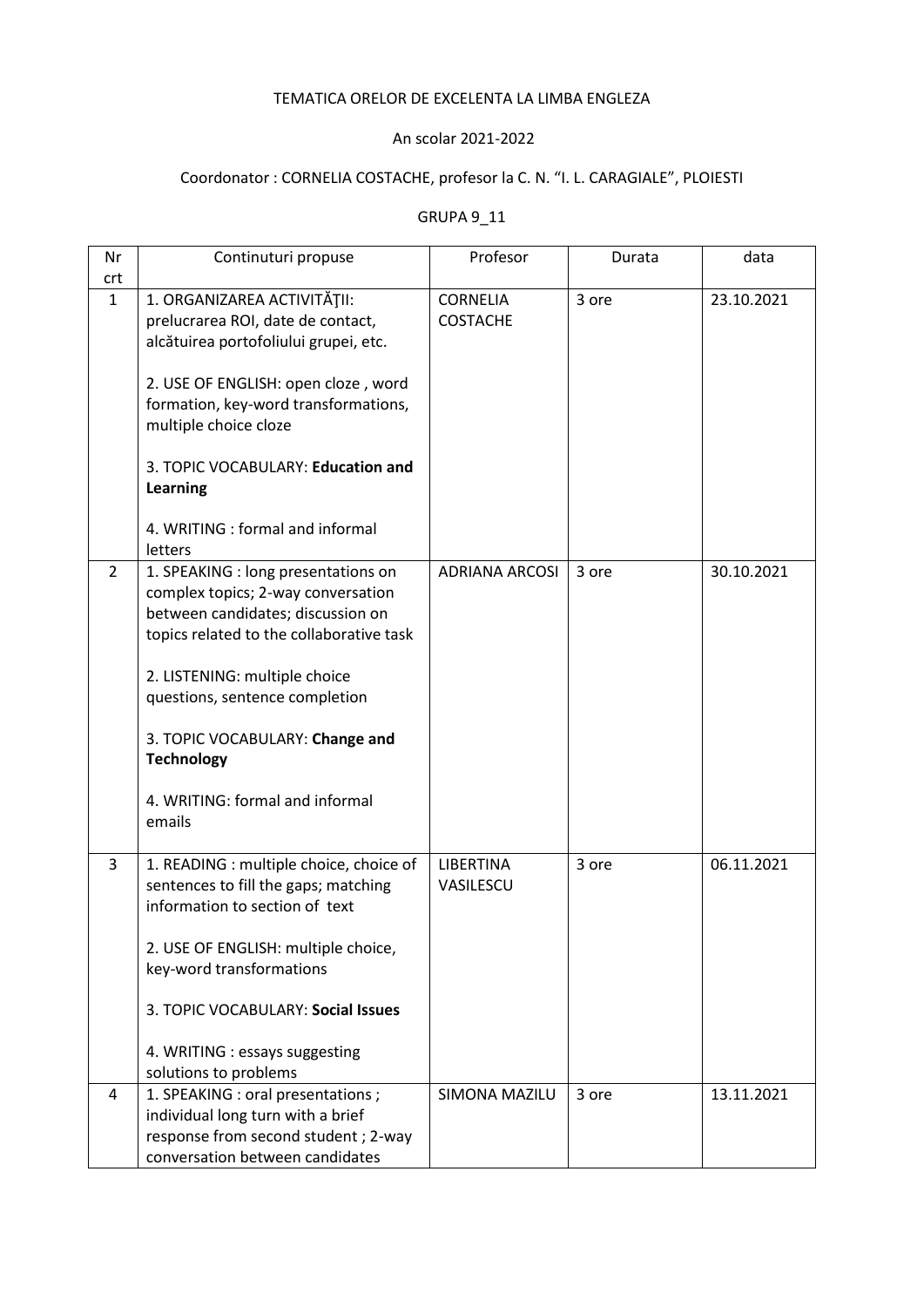TEMATICA ORELOR DE EXCELENTA LA LIMBA ENGLEZA

An scolar 2021-2022

Coordonator : CORNELIA COSTACHE, profesor la C. N. “I. L. CARAGIALE”, PLOIESTI

GRUPA 9_11

| Nr crt | Continuturi propuse | Profesor | Durata | data |
|---|---|---|---|---|
| 1 | 1. ORGANIZAREA ACTIVITĂŢII: prelucrarea ROI, date de contact, alcătuirea portofoliului grupei, etc.<br><br>2. USE OF ENGLISH: open cloze , word formation, key-word transformations, multiple choice cloze<br><br>3. TOPIC VOCABULARY: **Education and Learning**<br><br>4. WRITING : formal and informal letters | CORNELIA COSTACHE | 3 ore | 23.10.2021 |
| 2 | 1. SPEAKING : long presentations on complex topics; 2-way conversation between candidates; discussion on topics related to the collaborative task<br><br>2. LISTENING: multiple choice questions, sentence completion<br><br>3. TOPIC VOCABULARY: **Change and Technology**<br><br>4. WRITING: formal and informal emails | ADRIANA ARCOSI | 3 ore | 30.10.2021 |
| 3 | 1. READING : multiple choice, choice of sentences to fill the gaps; matching information to section of text<br><br>2. USE OF ENGLISH: multiple choice, key-word transformations<br><br>3. TOPIC VOCABULARY: **Social Issues**<br><br>4. WRITING : essays suggesting solutions to problems | LIBERTINA VASILESCU | 3 ore | 06.11.2021 |
| 4 | 1. SPEAKING : oral presentations ; individual long turn with a brief response from second student ; 2-way conversation between candidates | SIMONA MAZILU | 3 ore | 13.11.2021 |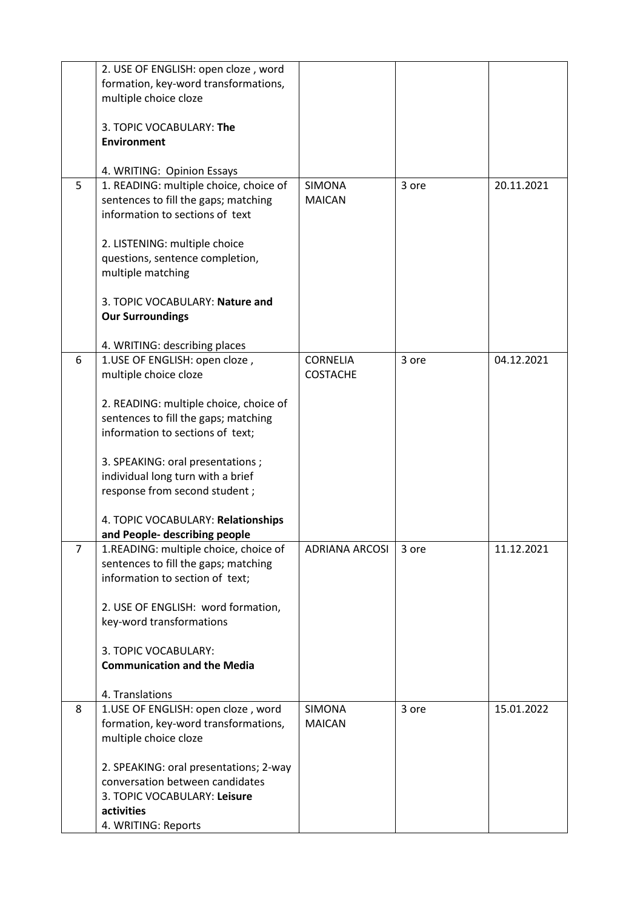|   |   |   |   |   |
|---|---|---|---|---|
|   | 2. USE OF ENGLISH: open cloze , word formation, key-word transformations, multiple choice cloze<br><br>3. TOPIC VOCABULARY: **The Environment**<br><br>4. WRITING: Opinion Essays |   |   |   |
| 5 | 1. READING: multiple choice, choice of sentences to fill the gaps; matching information to sections of text<br><br>2. LISTENING: multiple choice questions, sentence completion, multiple matching<br><br>3. TOPIC VOCABULARY: **Nature and Our Surroundings**<br><br>4. WRITING: describing places | SIMONA MAICAN | 3 ore | 20.11.2021 |
| 6 | 1.USE OF ENGLISH: open cloze , multiple choice cloze<br><br>2. READING: multiple choice, choice of sentences to fill the gaps; matching information to sections of text;<br><br>3. SPEAKING: oral presentations ; individual long turn with a brief response from second student ;<br><br>4. TOPIC VOCABULARY: **Relationships and People- describing people** | CORNELIA COSTACHE | 3 ore | 04.12.2021 |
| 7 | 1.READING: multiple choice, choice of sentences to fill the gaps; matching information to section of text;<br><br>2. USE OF ENGLISH: word formation, key-word transformations<br><br>3. TOPIC VOCABULARY: **Communication and the Media**<br><br>4. Translations | ADRIANA ARCOSI | 3 ore | 11.12.2021 |
| 8 | 1.USE OF ENGLISH: open cloze , word formation, key-word transformations, multiple choice cloze<br><br>2. SPEAKING: oral presentations; 2-way conversation between candidates<br>3. TOPIC VOCABULARY: **Leisure activities**<br>4. WRITING: Reports | SIMONA MAICAN | 3 ore | 15.01.2022 |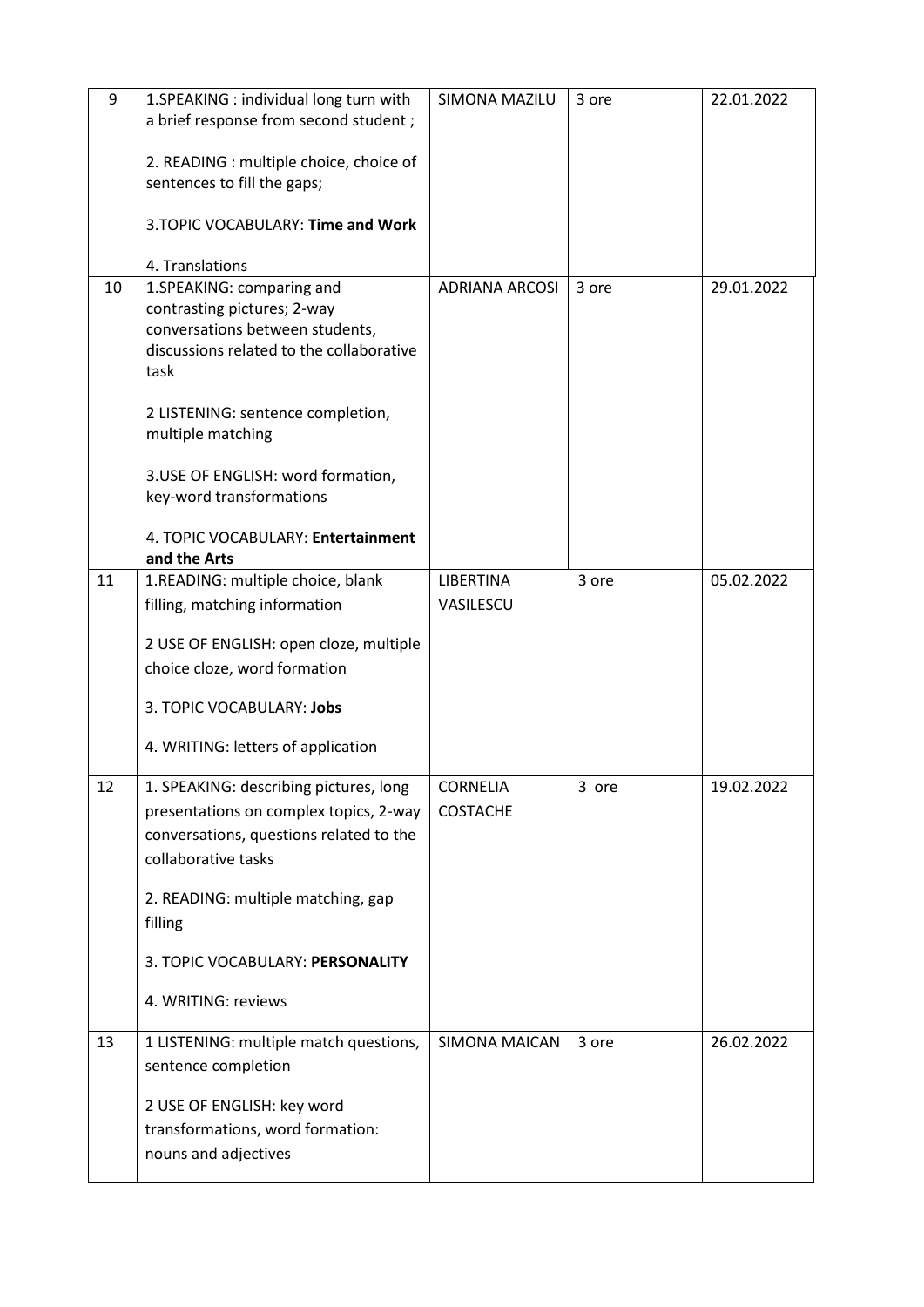| 9 | 1.SPEAKING : individual long turn with a brief response from second student ;<br><br>2. READING : multiple choice, choice of sentences to fill the gaps;<br><br>3.TOPIC VOCABULARY: **Time and Work**<br><br>4. Translations | SIMONA MAZILU | 3 ore | 22.01.2022 |
|---|---|---|---|---|
| 10 | 1.SPEAKING: comparing and contrasting pictures; 2-way conversations between students, discussions related to the collaborative task<br><br>2 LISTENING: sentence completion, multiple matching<br><br>3.USE OF ENGLISH: word formation, key-word transformations<br><br>4. TOPIC VOCABULARY: **Entertainment and the Arts** | ADRIANA ARCOSI | 3 ore | 29.01.2022 |
| 11 | 1.READING: multiple choice, blank filling, matching information<br><br>2 USE OF ENGLISH: open cloze, multiple choice cloze, word formation<br><br>3. TOPIC VOCABULARY: **Jobs**<br><br>4. WRITING: letters of application | LIBERTINA VASILESCU | 3 ore | 05.02.2022 |
| 12 | 1. SPEAKING: describing pictures, long presentations on complex topics, 2-way conversations, questions related to the collaborative tasks<br><br>2. READING: multiple matching, gap filling<br><br>3. TOPIC VOCABULARY: **PERSONALITY**<br><br>4. WRITING: reviews | CORNELIA COSTACHE | 3 ore | 19.02.2022 |
| 13 | 1 LISTENING: multiple match questions, sentence completion<br><br>2 USE OF ENGLISH: key word transformations, word formation: nouns and adjectives | SIMONA MAICAN | 3 ore | 26.02.2022 |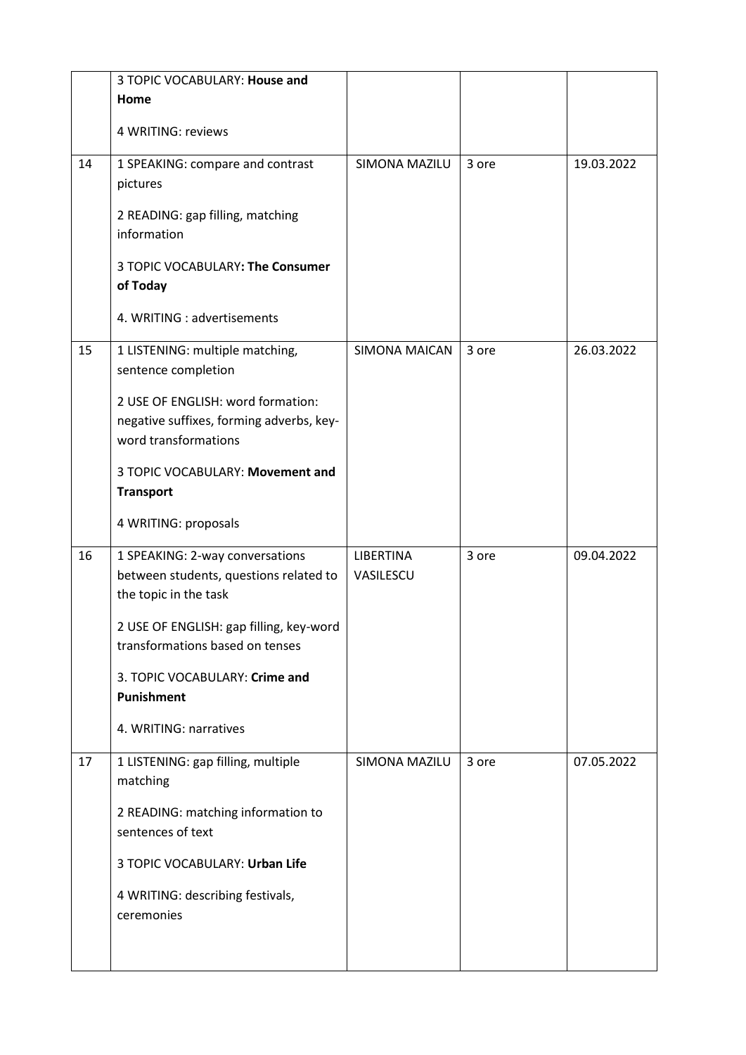|  |  |  |  |  |
|---|---|---|---|---|
|  | 3 TOPIC VOCABULARY: **House and Home**<br><br>4 WRITING: reviews |  |  |  |
| 14 | 1 SPEAKING: compare and contrast pictures<br><br>2 READING: gap filling, matching information<br><br>3 TOPIC VOCABULARY**: The Consumer of Today**<br><br>4. WRITING : advertisements | SIMONA MAZILU | 3 ore | 19.03.2022 |
| 15 | 1 LISTENING: multiple matching, sentence completion<br><br>2 USE OF ENGLISH: word formation: negative suffixes, forming adverbs, key-word transformations<br><br>3 TOPIC VOCABULARY: **Movement and Transport**<br><br>4 WRITING: proposals | SIMONA MAICAN | 3 ore | 26.03.2022 |
| 16 | 1 SPEAKING: 2-way conversations between students, questions related to the topic in the task<br><br>2 USE OF ENGLISH: gap filling, key-word transformations based on tenses<br><br>3. TOPIC VOCABULARY: **Crime and Punishment**<br><br>4. WRITING: narratives | LIBERTINA VASILESCU | 3 ore | 09.04.2022 |
| 17 | 1 LISTENING: gap filling, multiple matching<br><br>2 READING: matching information to sentences of text<br><br>3 TOPIC VOCABULARY: **Urban Life**<br><br>4 WRITING: describing festivals, ceremonies | SIMONA MAZILU | 3 ore | 07.05.2022 |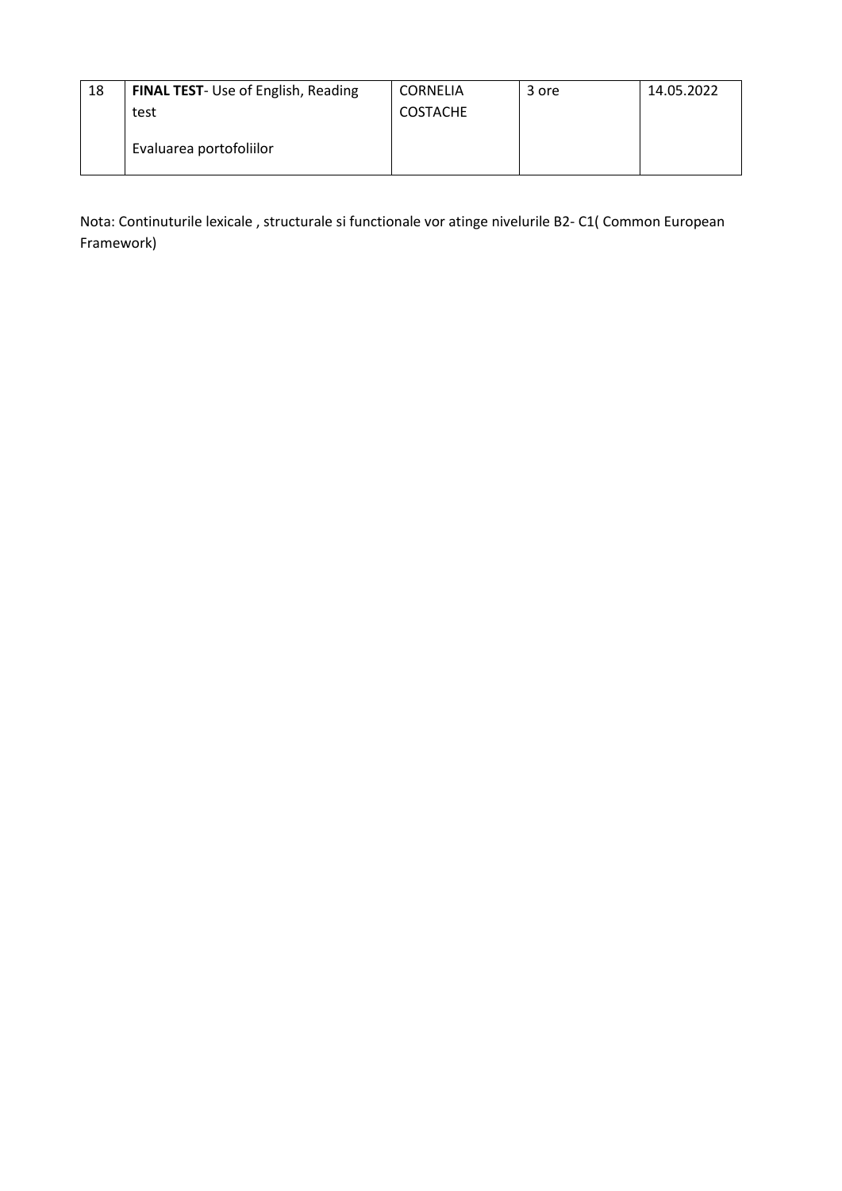| | | | | |
|---|---|---|---|---|
| 18 | **FINAL TEST**- Use of English, Reading test<br><br>Evaluarea portofoliilor | CORNELIA COSTACHE | 3 ore | 14.05.2022 |

Nota: Continuturile lexicale , structurale si functionale vor atinge nivelurile B2- C1( Common European Framework)